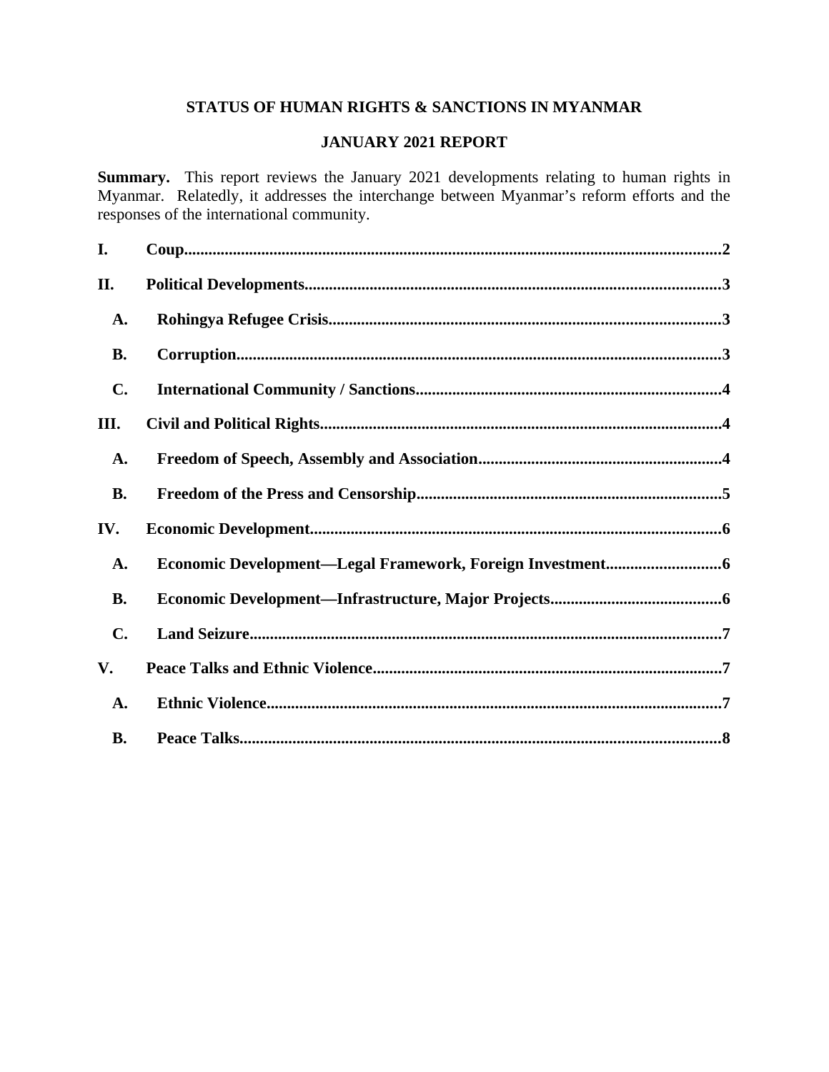# STATUS OF HUMAN RIGHTS & SANCTIONS IN MYANMAR

## JANUARY 2021 REPORT

**Summary.** This report reviews the January 2021 developments relating to human rights in Myanmar. Relatedly, it addresses the interchange between Myanmar's reform efforts and the responses of the international community.

**I. Coup** .......... **2**

**II. Political Developments** .......... **3**

- **A. Rohingya Refugee Crisis** .......... **3**
- **B. Corruption** .......... **3**
- **C. International Community / Sanctions** .......... **4**

**III. Civil and Political Rights** .......... **4**

- **A. Freedom of Speech, Assembly and Association** .......... **4**
- **B. Freedom of the Press and Censorship** .......... **5**

**IV. Economic Development** .......... **6**

- **A. Economic Development—Legal Framework, Foreign Investment** .......... **6**
- **B. Economic Development—Infrastructure, Major Projects** .......... **6**
- **C. Land Seizure** .......... **7**

**V. Peace Talks and Ethnic Violence** .......... **7**

- **A. Ethnic Violence** .......... **7**
- **B. Peace Talks** .......... **8**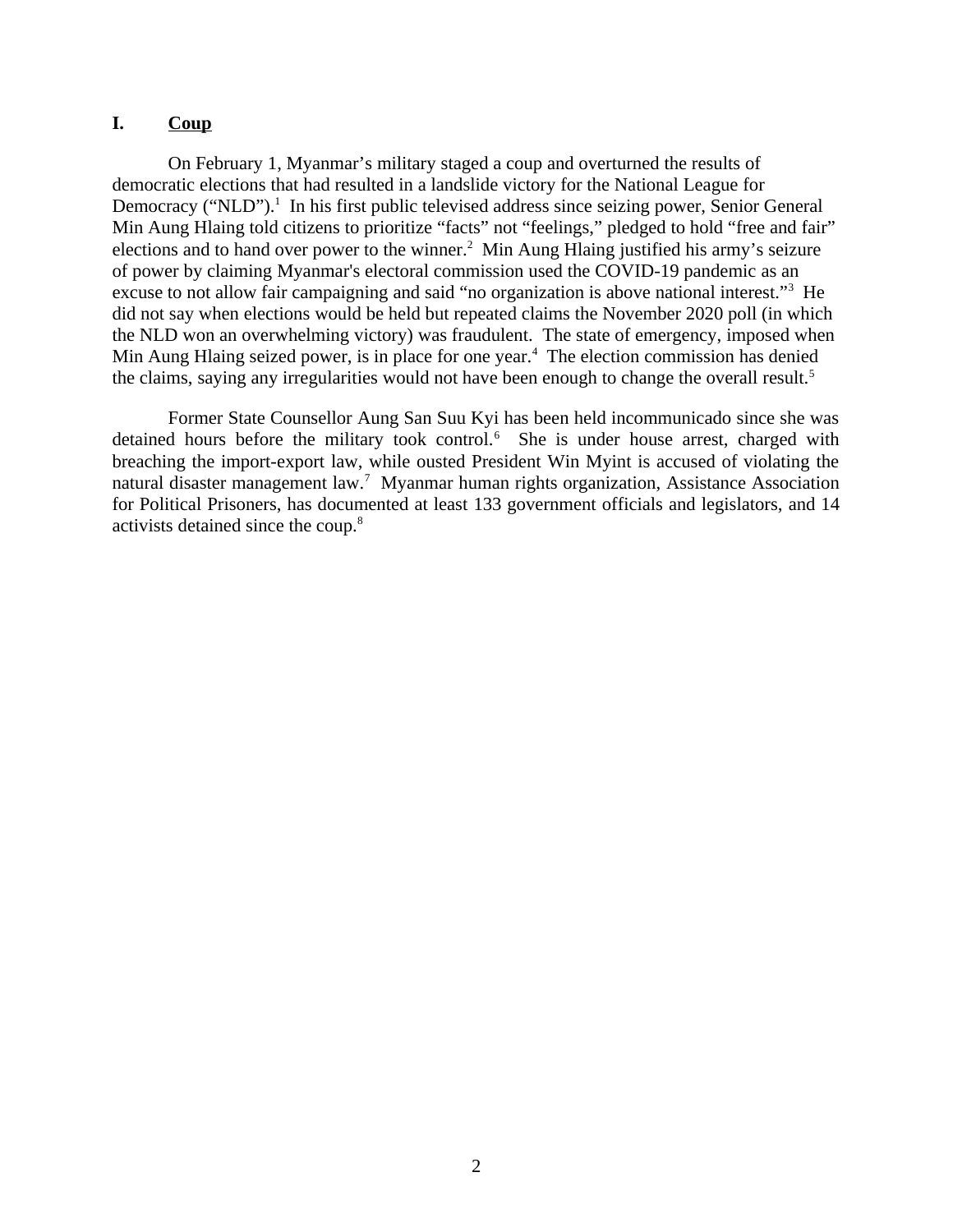## I. Coup

On February 1, Myanmar's military staged a coup and overturned the results of democratic elections that had resulted in a landslide victory for the National League for Democracy ("NLD").[1] In his first public televised address since seizing power, Senior General Min Aung Hlaing told citizens to prioritize "facts" not "feelings," pledged to hold "free and fair" elections and to hand over power to the winner.[2] Min Aung Hlaing justified his army's seizure of power by claiming Myanmar's electoral commission used the COVID-19 pandemic as an excuse to not allow fair campaigning and said "no organization is above national interest."[3] He did not say when elections would be held but repeated claims the November 2020 poll (in which the NLD won an overwhelming victory) was fraudulent. The state of emergency, imposed when Min Aung Hlaing seized power, is in place for one year.[4] The election commission has denied the claims, saying any irregularities would not have been enough to change the overall result.[5]

Former State Counsellor Aung San Suu Kyi has been held incommunicado since she was detained hours before the military took control.[6] She is under house arrest, charged with breaching the import-export law, while ousted President Win Myint is accused of violating the natural disaster management law.[7] Myanmar human rights organization, Assistance Association for Political Prisoners, has documented at least 133 government officials and legislators, and 14 activists detained since the coup.[8]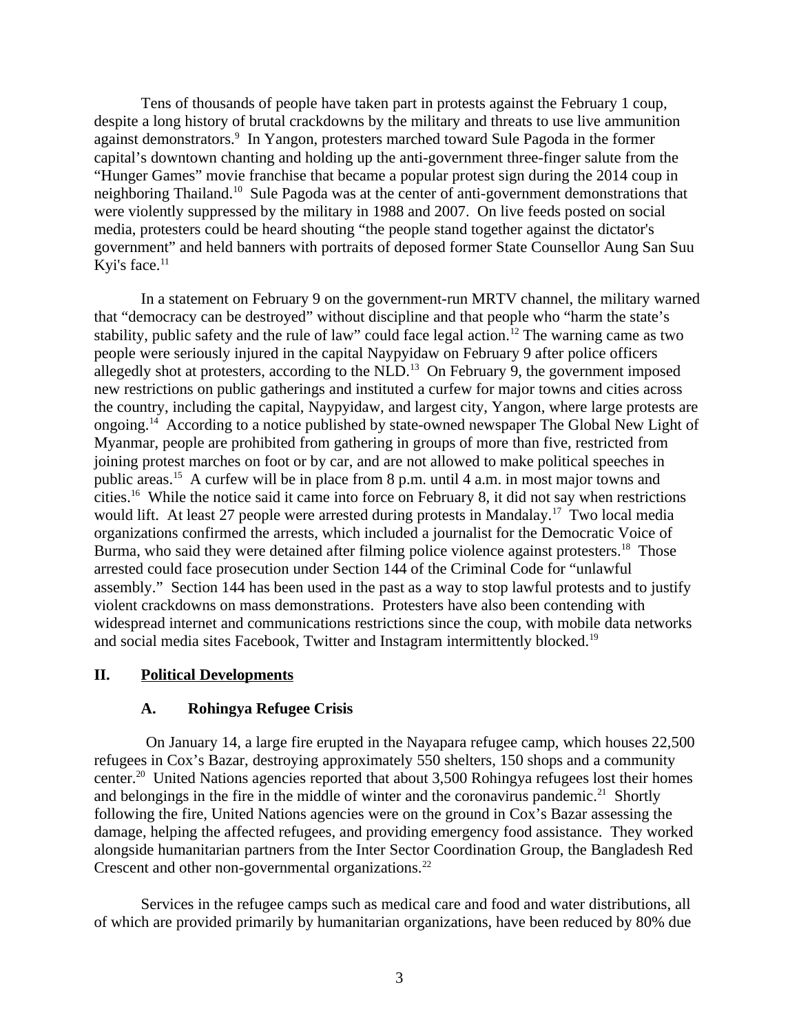Tens of thousands of people have taken part in protests against the February 1 coup, despite a long history of brutal crackdowns by the military and threats to use live ammunition against demonstrators.[9] In Yangon, protesters marched toward Sule Pagoda in the former capital's downtown chanting and holding up the anti-government three-finger salute from the "Hunger Games" movie franchise that became a popular protest sign during the 2014 coup in neighboring Thailand.[10] Sule Pagoda was at the center of anti-government demonstrations that were violently suppressed by the military in 1988 and 2007. On live feeds posted on social media, protesters could be heard shouting "the people stand together against the dictator's government" and held banners with portraits of deposed former State Counsellor Aung San Suu Kyi's face.[11]

In a statement on February 9 on the government-run MRTV channel, the military warned that "democracy can be destroyed" without discipline and that people who "harm the state's stability, public safety and the rule of law" could face legal action.[12] The warning came as two people were seriously injured in the capital Naypyidaw on February 9 after police officers allegedly shot at protesters, according to the NLD.[13] On February 9, the government imposed new restrictions on public gatherings and instituted a curfew for major towns and cities across the country, including the capital, Naypyidaw, and largest city, Yangon, where large protests are ongoing.[14] According to a notice published by state-owned newspaper The Global New Light of Myanmar, people are prohibited from gathering in groups of more than five, restricted from joining protest marches on foot or by car, and are not allowed to make political speeches in public areas.[15] A curfew will be in place from 8 p.m. until 4 a.m. in most major towns and cities.[16] While the notice said it came into force on February 8, it did not say when restrictions would lift. At least 27 people were arrested during protests in Mandalay.[17] Two local media organizations confirmed the arrests, which included a journalist for the Democratic Voice of Burma, who said they were detained after filming police violence against protesters.[18] Those arrested could face prosecution under Section 144 of the Criminal Code for "unlawful assembly." Section 144 has been used in the past as a way to stop lawful protests and to justify violent crackdowns on mass demonstrations. Protesters have also been contending with widespread internet and communications restrictions since the coup, with mobile data networks and social media sites Facebook, Twitter and Instagram intermittently blocked.[19]

## II. Political Developments

### A. Rohingya Refugee Crisis

On January 14, a large fire erupted in the Nayapara refugee camp, which houses 22,500 refugees in Cox's Bazar, destroying approximately 550 shelters, 150 shops and a community center.[20] United Nations agencies reported that about 3,500 Rohingya refugees lost their homes and belongings in the fire in the middle of winter and the coronavirus pandemic.[21] Shortly following the fire, United Nations agencies were on the ground in Cox's Bazar assessing the damage, helping the affected refugees, and providing emergency food assistance. They worked alongside humanitarian partners from the Inter Sector Coordination Group, the Bangladesh Red Crescent and other non-governmental organizations.[22]

Services in the refugee camps such as medical care and food and water distributions, all of which are provided primarily by humanitarian organizations, have been reduced by 80% due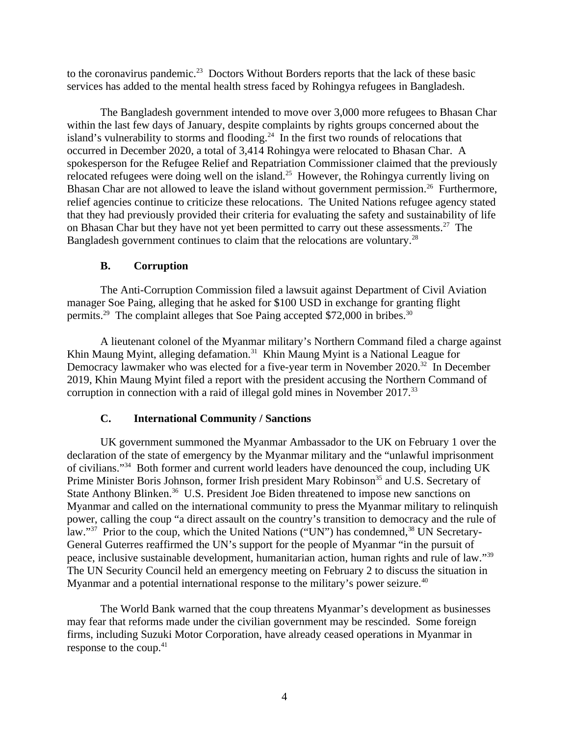to the coronavirus pandemic.[23] Doctors Without Borders reports that the lack of these basic services has added to the mental health stress faced by Rohingya refugees in Bangladesh.

The Bangladesh government intended to move over 3,000 more refugees to Bhasan Char within the last few days of January, despite complaints by rights groups concerned about the island's vulnerability to storms and flooding.[24] In the first two rounds of relocations that occurred in December 2020, a total of 3,414 Rohingya were relocated to Bhasan Char. A spokesperson for the Refugee Relief and Repatriation Commissioner claimed that the previously relocated refugees were doing well on the island.[25] However, the Rohingya currently living on Bhasan Char are not allowed to leave the island without government permission.[26] Furthermore, relief agencies continue to criticize these relocations. The United Nations refugee agency stated that they had previously provided their criteria for evaluating the safety and sustainability of life on Bhasan Char but they have not yet been permitted to carry out these assessments.[27] The Bangladesh government continues to claim that the relocations are voluntary.[28]

### B. Corruption

The Anti-Corruption Commission filed a lawsuit against Department of Civil Aviation manager Soe Paing, alleging that he asked for $100 USD in exchange for granting flight permits.[29] The complaint alleges that Soe Paing accepted $72,000 in bribes.[30]

A lieutenant colonel of the Myanmar military's Northern Command filed a charge against Khin Maung Myint, alleging defamation.[31] Khin Maung Myint is a National League for Democracy lawmaker who was elected for a five-year term in November 2020.[32] In December 2019, Khin Maung Myint filed a report with the president accusing the Northern Command of corruption in connection with a raid of illegal gold mines in November 2017.[33]

### C. International Community / Sanctions

UK government summoned the Myanmar Ambassador to the UK on February 1 over the declaration of the state of emergency by the Myanmar military and the "unlawful imprisonment of civilians."[34] Both former and current world leaders have denounced the coup, including UK Prime Minister Boris Johnson, former Irish president Mary Robinson[35] and U.S. Secretary of State Anthony Blinken.[36] U.S. President Joe Biden threatened to impose new sanctions on Myanmar and called on the international community to press the Myanmar military to relinquish power, calling the coup "a direct assault on the country's transition to democracy and the rule of law."[37] Prior to the coup, which the United Nations ("UN") has condemned,[38] UN Secretary-General Guterres reaffirmed the UN's support for the people of Myanmar "in the pursuit of peace, inclusive sustainable development, humanitarian action, human rights and rule of law."[39] The UN Security Council held an emergency meeting on February 2 to discuss the situation in Myanmar and a potential international response to the military's power seizure.[40]

The World Bank warned that the coup threatens Myanmar's development as businesses may fear that reforms made under the civilian government may be rescinded. Some foreign firms, including Suzuki Motor Corporation, have already ceased operations in Myanmar in response to the coup.[41]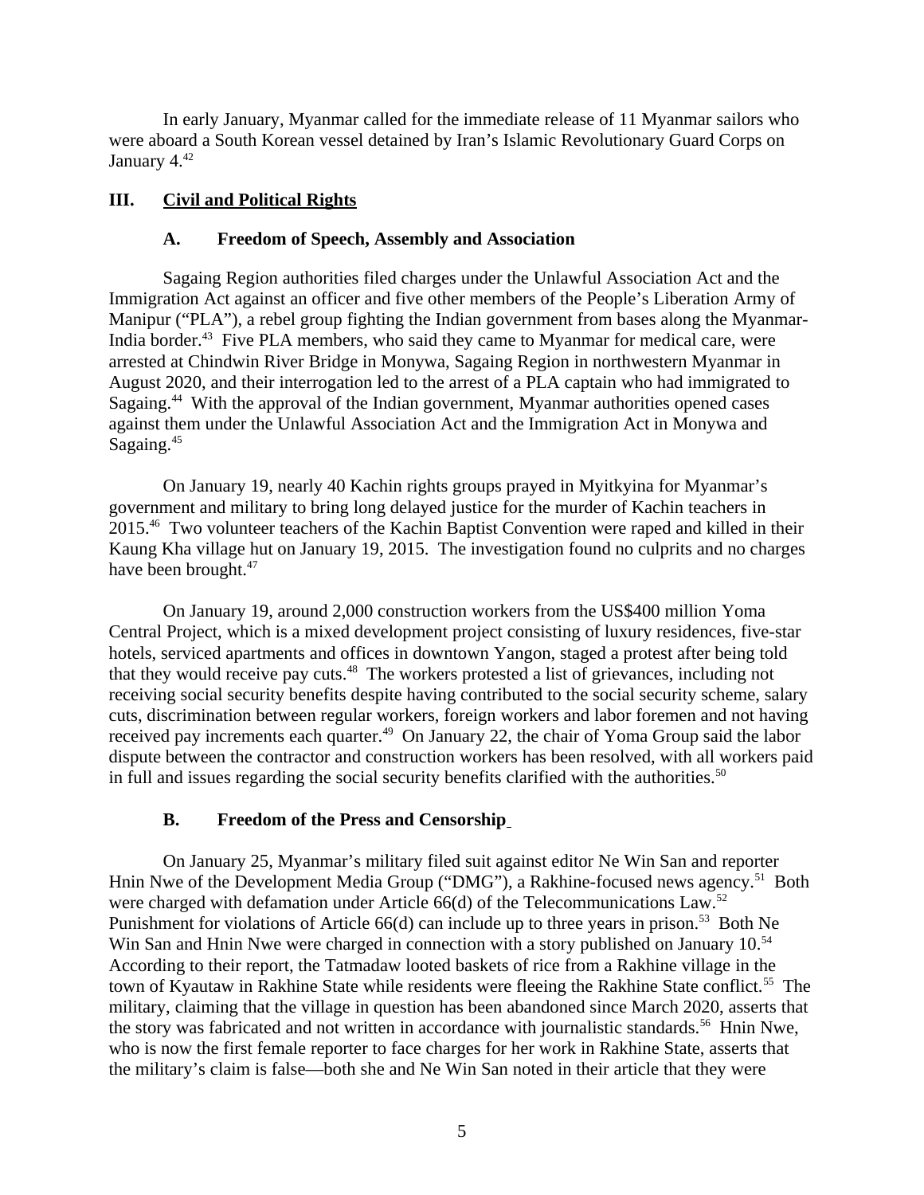In early January, Myanmar called for the immediate release of 11 Myanmar sailors who were aboard a South Korean vessel detained by Iran's Islamic Revolutionary Guard Corps on January 4.[42]

## III. Civil and Political Rights

### A. Freedom of Speech, Assembly and Association

Sagaing Region authorities filed charges under the Unlawful Association Act and the Immigration Act against an officer and five other members of the People's Liberation Army of Manipur ("PLA"), a rebel group fighting the Indian government from bases along the Myanmar-India border.[43] Five PLA members, who said they came to Myanmar for medical care, were arrested at Chindwin River Bridge in Monywa, Sagaing Region in northwestern Myanmar in August 2020, and their interrogation led to the arrest of a PLA captain who had immigrated to Sagaing.[44] With the approval of the Indian government, Myanmar authorities opened cases against them under the Unlawful Association Act and the Immigration Act in Monywa and Sagaing.[45]

On January 19, nearly 40 Kachin rights groups prayed in Myitkyina for Myanmar's government and military to bring long delayed justice for the murder of Kachin teachers in 2015.[46] Two volunteer teachers of the Kachin Baptist Convention were raped and killed in their Kaung Kha village hut on January 19, 2015. The investigation found no culprits and no charges have been brought.[47]

On January 19, around 2,000 construction workers from the US$400 million Yoma Central Project, which is a mixed development project consisting of luxury residences, five-star hotels, serviced apartments and offices in downtown Yangon, staged a protest after being told that they would receive pay cuts.[48] The workers protested a list of grievances, including not receiving social security benefits despite having contributed to the social security scheme, salary cuts, discrimination between regular workers, foreign workers and labor foremen and not having received pay increments each quarter.[49] On January 22, the chair of Yoma Group said the labor dispute between the contractor and construction workers has been resolved, with all workers paid in full and issues regarding the social security benefits clarified with the authorities.[50]

### B. Freedom of the Press and Censorship

On January 25, Myanmar's military filed suit against editor Ne Win San and reporter Hnin Nwe of the Development Media Group ("DMG"), a Rakhine-focused news agency.[51] Both were charged with defamation under Article 66(d) of the Telecommunications Law.[52] Punishment for violations of Article 66(d) can include up to three years in prison.[53] Both Ne Win San and Hnin Nwe were charged in connection with a story published on January 10.[54] According to their report, the Tatmadaw looted baskets of rice from a Rakhine village in the town of Kyautaw in Rakhine State while residents were fleeing the Rakhine State conflict.[55] The military, claiming that the village in question has been abandoned since March 2020, asserts that the story was fabricated and not written in accordance with journalistic standards.[56] Hnin Nwe, who is now the first female reporter to face charges for her work in Rakhine State, asserts that the military's claim is false—both she and Ne Win San noted in their article that they were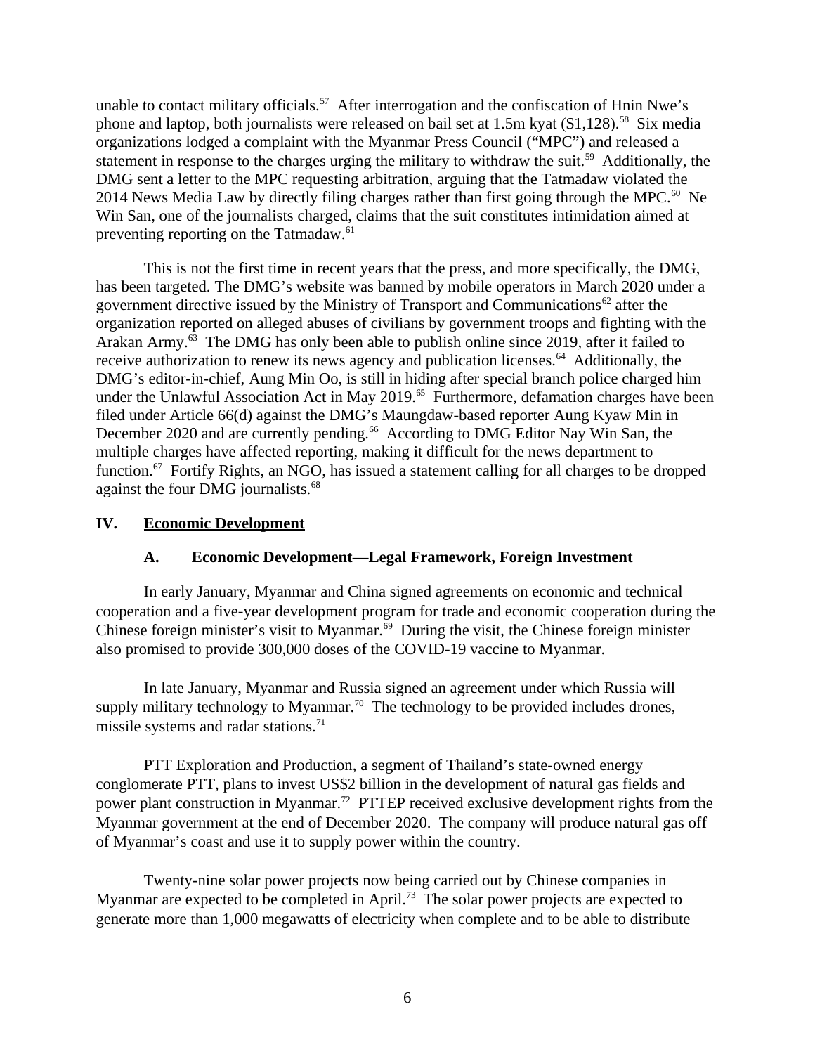unable to contact military officials.[57] After interrogation and the confiscation of Hnin Nwe's phone and laptop, both journalists were released on bail set at 1.5m kyat ($1,128).[58] Six media organizations lodged a complaint with the Myanmar Press Council ("MPC") and released a statement in response to the charges urging the military to withdraw the suit.[59] Additionally, the DMG sent a letter to the MPC requesting arbitration, arguing that the Tatmadaw violated the 2014 News Media Law by directly filing charges rather than first going through the MPC.[60] Ne Win San, one of the journalists charged, claims that the suit constitutes intimidation aimed at preventing reporting on the Tatmadaw.[61]

This is not the first time in recent years that the press, and more specifically, the DMG, has been targeted. The DMG's website was banned by mobile operators in March 2020 under a government directive issued by the Ministry of Transport and Communications[62] after the organization reported on alleged abuses of civilians by government troops and fighting with the Arakan Army.[63] The DMG has only been able to publish online since 2019, after it failed to receive authorization to renew its news agency and publication licenses.[64] Additionally, the DMG's editor-in-chief, Aung Min Oo, is still in hiding after special branch police charged him under the Unlawful Association Act in May 2019.[65] Furthermore, defamation charges have been filed under Article 66(d) against the DMG's Maungdaw-based reporter Aung Kyaw Min in December 2020 and are currently pending.[66] According to DMG Editor Nay Win San, the multiple charges have affected reporting, making it difficult for the news department to function.[67] Fortify Rights, an NGO, has issued a statement calling for all charges to be dropped against the four DMG journalists.[68]

## IV. Economic Development

### A. Economic Development—Legal Framework, Foreign Investment

In early January, Myanmar and China signed agreements on economic and technical cooperation and a five-year development program for trade and economic cooperation during the Chinese foreign minister's visit to Myanmar.[69] During the visit, the Chinese foreign minister also promised to provide 300,000 doses of the COVID-19 vaccine to Myanmar.

In late January, Myanmar and Russia signed an agreement under which Russia will supply military technology to Myanmar.[70] The technology to be provided includes drones, missile systems and radar stations.[71]

PTT Exploration and Production, a segment of Thailand's state-owned energy conglomerate PTT, plans to invest US$2 billion in the development of natural gas fields and power plant construction in Myanmar.[72] PTTEP received exclusive development rights from the Myanmar government at the end of December 2020. The company will produce natural gas off of Myanmar's coast and use it to supply power within the country.

Twenty-nine solar power projects now being carried out by Chinese companies in Myanmar are expected to be completed in April.[73] The solar power projects are expected to generate more than 1,000 megawatts of electricity when complete and to be able to distribute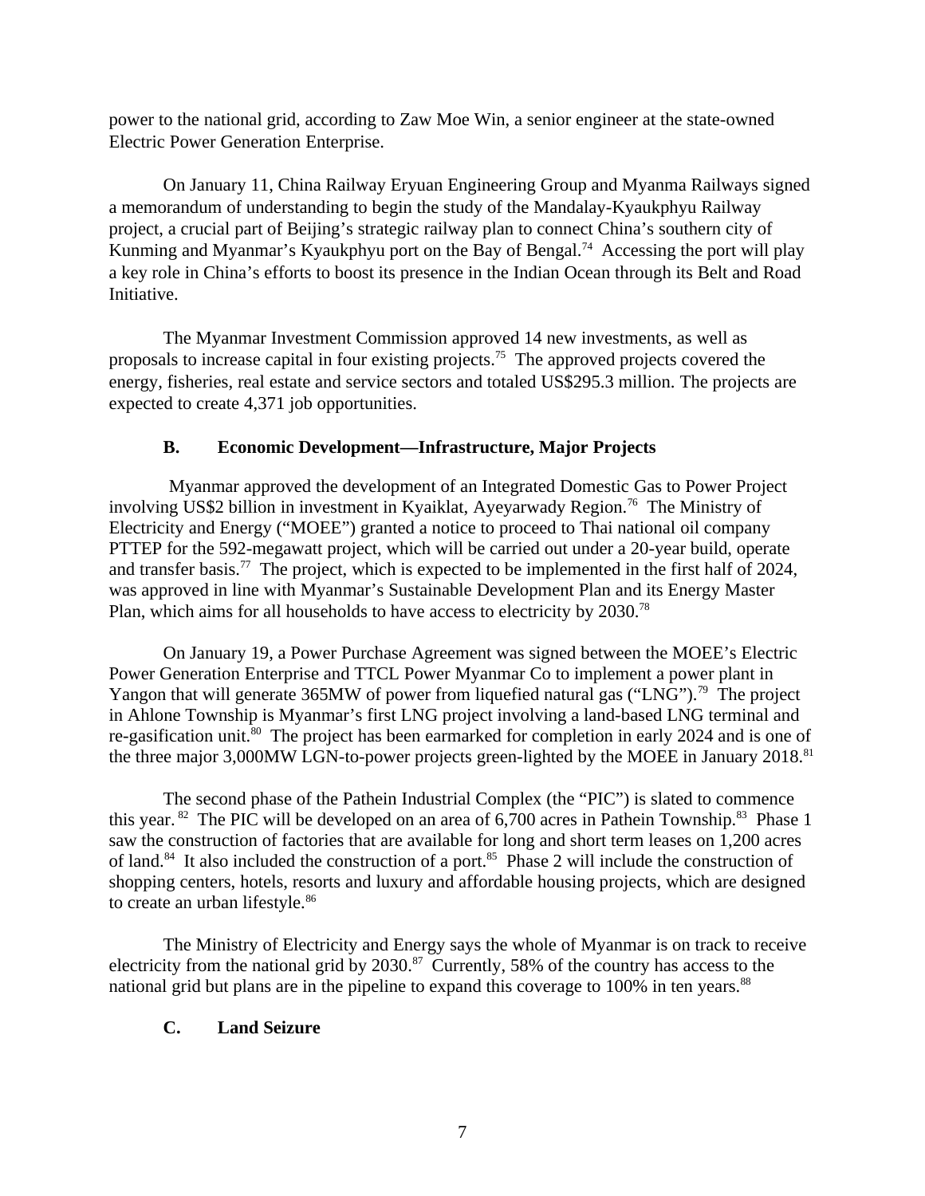power to the national grid, according to Zaw Moe Win, a senior engineer at the state-owned Electric Power Generation Enterprise.

On January 11, China Railway Eryuan Engineering Group and Myanma Railways signed a memorandum of understanding to begin the study of the Mandalay-Kyaukphyu Railway project, a crucial part of Beijing's strategic railway plan to connect China's southern city of Kunming and Myanmar's Kyaukphyu port on the Bay of Bengal.[74] Accessing the port will play a key role in China's efforts to boost its presence in the Indian Ocean through its Belt and Road Initiative.

The Myanmar Investment Commission approved 14 new investments, as well as proposals to increase capital in four existing projects.[75] The approved projects covered the energy, fisheries, real estate and service sectors and totaled US$295.3 million. The projects are expected to create 4,371 job opportunities.

### B. Economic Development—Infrastructure, Major Projects

Myanmar approved the development of an Integrated Domestic Gas to Power Project involving US$2 billion in investment in Kyaiklat, Ayeyarwady Region.[76] The Ministry of Electricity and Energy ("MOEE") granted a notice to proceed to Thai national oil company PTTEP for the 592-megawatt project, which will be carried out under a 20-year build, operate and transfer basis.[77] The project, which is expected to be implemented in the first half of 2024, was approved in line with Myanmar's Sustainable Development Plan and its Energy Master Plan, which aims for all households to have access to electricity by 2030.[78]

On January 19, a Power Purchase Agreement was signed between the MOEE's Electric Power Generation Enterprise and TTCL Power Myanmar Co to implement a power plant in Yangon that will generate 365MW of power from liquefied natural gas ("LNG").[79] The project in Ahlone Township is Myanmar's first LNG project involving a land-based LNG terminal and re-gasification unit.[80] The project has been earmarked for completion in early 2024 and is one of the three major 3,000MW LGN-to-power projects green-lighted by the MOEE in January 2018.[81]

The second phase of the Pathein Industrial Complex (the "PIC") is slated to commence this year.[82] The PIC will be developed on an area of 6,700 acres in Pathein Township.[83] Phase 1 saw the construction of factories that are available for long and short term leases on 1,200 acres of land.[84] It also included the construction of a port.[85] Phase 2 will include the construction of shopping centers, hotels, resorts and luxury and affordable housing projects, which are designed to create an urban lifestyle.[86]

The Ministry of Electricity and Energy says the whole of Myanmar is on track to receive electricity from the national grid by 2030.[87] Currently, 58% of the country has access to the national grid but plans are in the pipeline to expand this coverage to 100% in ten years.[88]

### C. Land Seizure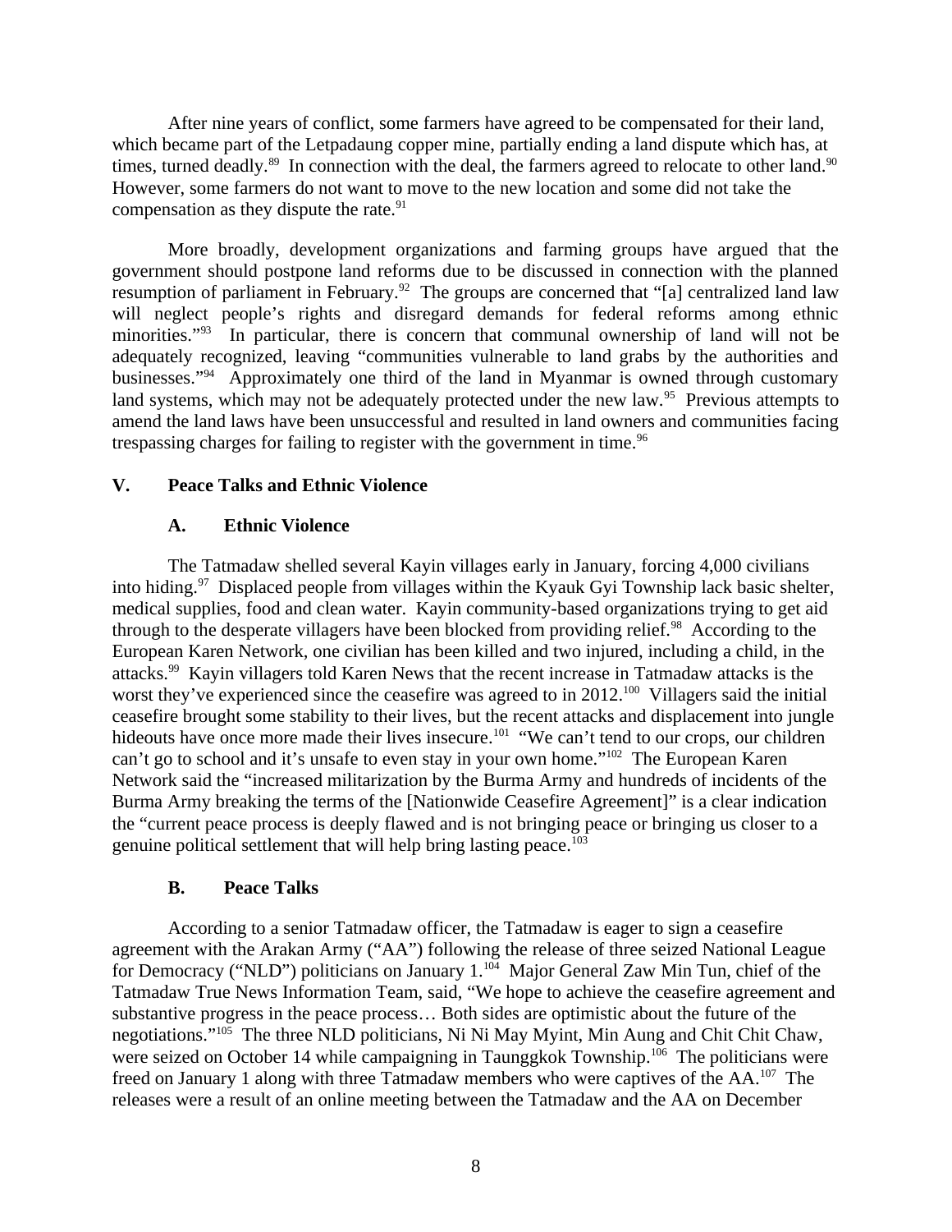After nine years of conflict, some farmers have agreed to be compensated for their land, which became part of the Letpadaung copper mine, partially ending a land dispute which has, at times, turned deadly.[89] In connection with the deal, the farmers agreed to relocate to other land.[90] However, some farmers do not want to move to the new location and some did not take the compensation as they dispute the rate.[91]

More broadly, development organizations and farming groups have argued that the government should postpone land reforms due to be discussed in connection with the planned resumption of parliament in February.[92] The groups are concerned that "[a] centralized land law will neglect people's rights and disregard demands for federal reforms among ethnic minorities."[93] In particular, there is concern that communal ownership of land will not be adequately recognized, leaving "communities vulnerable to land grabs by the authorities and businesses."[94] Approximately one third of the land in Myanmar is owned through customary land systems, which may not be adequately protected under the new law.[95] Previous attempts to amend the land laws have been unsuccessful and resulted in land owners and communities facing trespassing charges for failing to register with the government in time.[96]

## V. Peace Talks and Ethnic Violence

### A. Ethnic Violence

The Tatmadaw shelled several Kayin villages early in January, forcing 4,000 civilians into hiding.[97] Displaced people from villages within the Kyauk Gyi Township lack basic shelter, medical supplies, food and clean water. Kayin community-based organizations trying to get aid through to the desperate villagers have been blocked from providing relief.[98] According to the European Karen Network, one civilian has been killed and two injured, including a child, in the attacks.[99] Kayin villagers told Karen News that the recent increase in Tatmadaw attacks is the worst they've experienced since the ceasefire was agreed to in 2012.[100] Villagers said the initial ceasefire brought some stability to their lives, but the recent attacks and displacement into jungle hideouts have once more made their lives insecure.[101] "We can't tend to our crops, our children can't go to school and it's unsafe to even stay in your own home."[102] The European Karen Network said the "increased militarization by the Burma Army and hundreds of incidents of the Burma Army breaking the terms of the [Nationwide Ceasefire Agreement]" is a clear indication the "current peace process is deeply flawed and is not bringing peace or bringing us closer to a genuine political settlement that will help bring lasting peace.[103]

### B. Peace Talks

According to a senior Tatmadaw officer, the Tatmadaw is eager to sign a ceasefire agreement with the Arakan Army ("AA") following the release of three seized National League for Democracy ("NLD") politicians on January 1.[104] Major General Zaw Min Tun, chief of the Tatmadaw True News Information Team, said, "We hope to achieve the ceasefire agreement and substantive progress in the peace process… Both sides are optimistic about the future of the negotiations."[105] The three NLD politicians, Ni Ni May Myint, Min Aung and Chit Chit Chaw, were seized on October 14 while campaigning in Taunggkok Township.[106] The politicians were freed on January 1 along with three Tatmadaw members who were captives of the AA.[107] The releases were a result of an online meeting between the Tatmadaw and the AA on December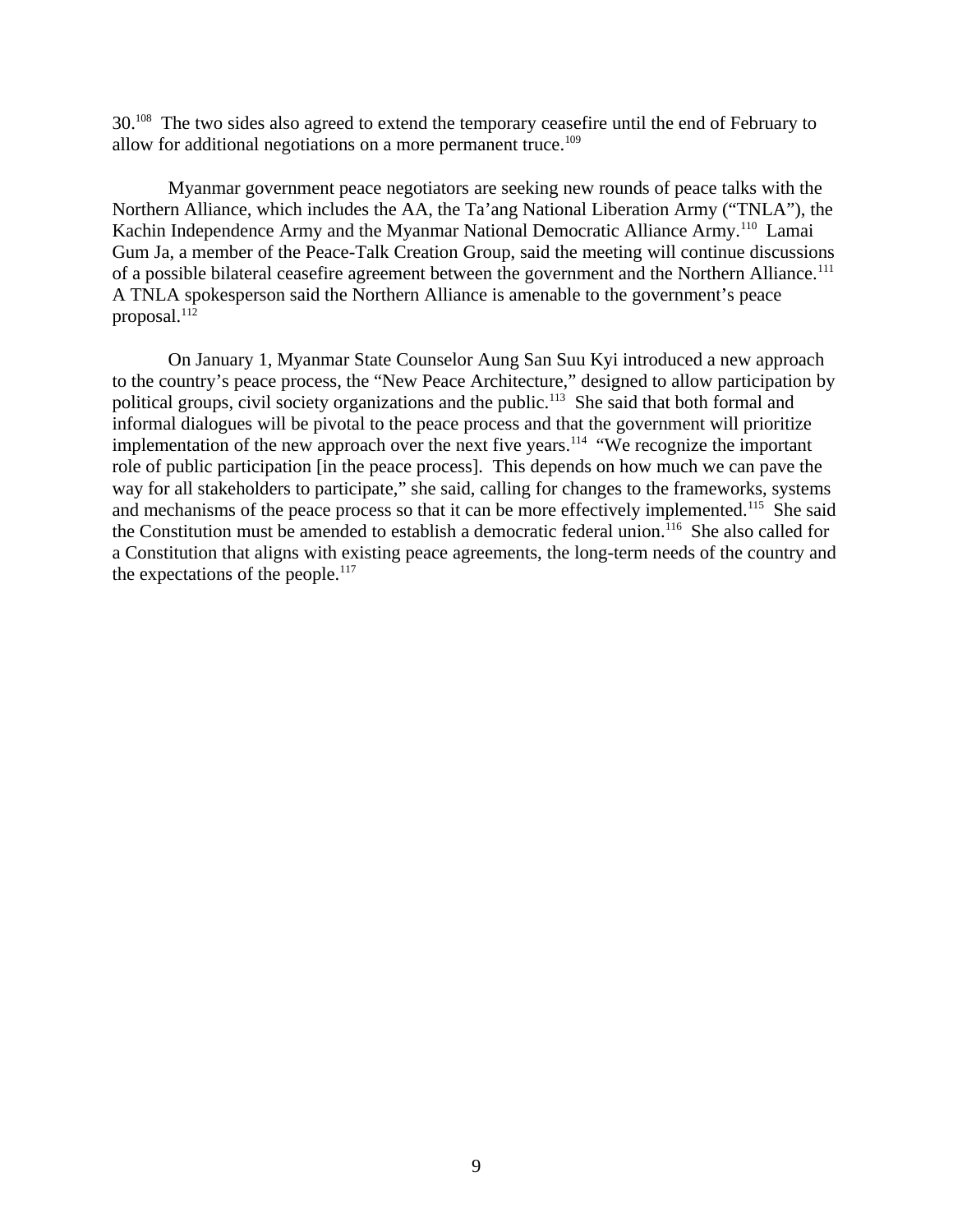30.[108] The two sides also agreed to extend the temporary ceasefire until the end of February to allow for additional negotiations on a more permanent truce.[109]

Myanmar government peace negotiators are seeking new rounds of peace talks with the Northern Alliance, which includes the AA, the Ta'ang National Liberation Army ("TNLA"), the Kachin Independence Army and the Myanmar National Democratic Alliance Army.[110] Lamai Gum Ja, a member of the Peace-Talk Creation Group, said the meeting will continue discussions of a possible bilateral ceasefire agreement between the government and the Northern Alliance.[111] A TNLA spokesperson said the Northern Alliance is amenable to the government's peace proposal.[112]

On January 1, Myanmar State Counselor Aung San Suu Kyi introduced a new approach to the country's peace process, the "New Peace Architecture," designed to allow participation by political groups, civil society organizations and the public.[113] She said that both formal and informal dialogues will be pivotal to the peace process and that the government will prioritize implementation of the new approach over the next five years.[114] "We recognize the important role of public participation [in the peace process]. This depends on how much we can pave the way for all stakeholders to participate," she said, calling for changes to the frameworks, systems and mechanisms of the peace process so that it can be more effectively implemented.[115] She said the Constitution must be amended to establish a democratic federal union.[116] She also called for a Constitution that aligns with existing peace agreements, the long-term needs of the country and the expectations of the people.[117]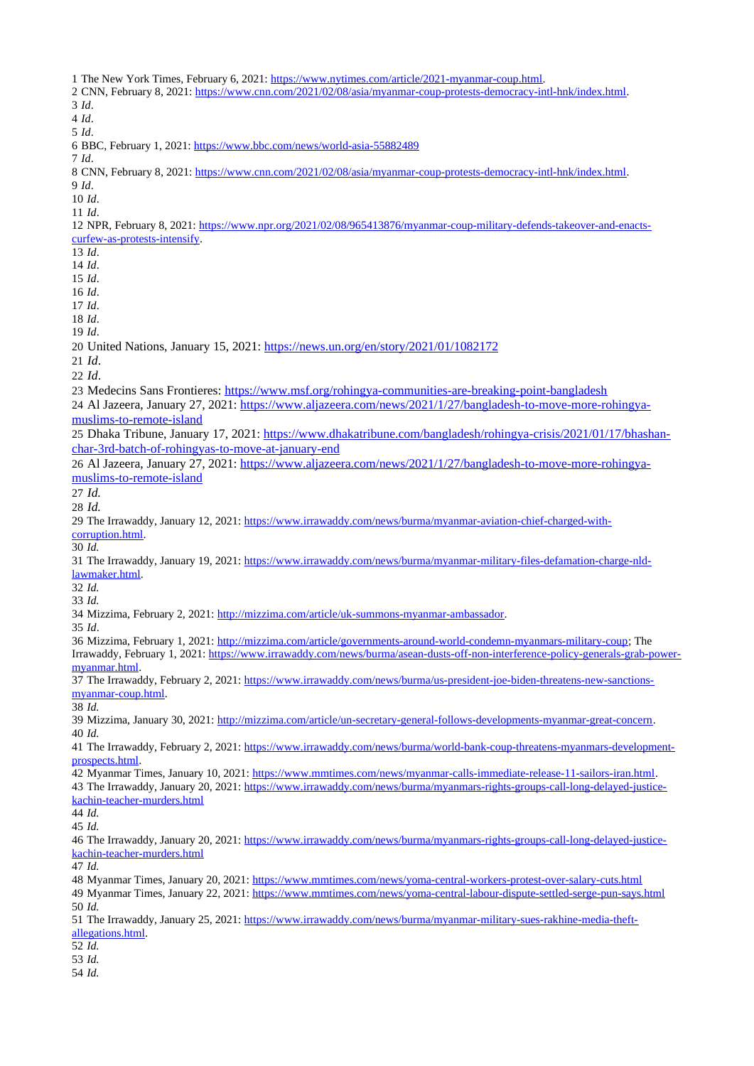1 The New York Times, February 6, 2021: https://www.nytimes.com/article/2021-myanmar-coup.html.
2 CNN, February 8, 2021: https://www.cnn.com/2021/02/08/asia/myanmar-coup-protests-democracy-intl-hnk/index.html.
3 *Id*.
4 *Id*.
5 *Id*.
6 BBC, February 1, 2021: https://www.bbc.com/news/world-asia-55882489
7 *Id*.
8 CNN, February 8, 2021: https://www.cnn.com/2021/02/08/asia/myanmar-coup-protests-democracy-intl-hnk/index.html.
9 *Id*.
10 *Id*.
11 *Id*.
12 NPR, February 8, 2021: https://www.npr.org/2021/02/08/965413876/myanmar-coup-military-defends-takeover-and-enacts-curfew-as-protests-intensify.
13 *Id*.
14 *Id*.
15 *Id*.
16 *Id*.
17 *Id*.
18 *Id*.
19 *Id*.
20 United Nations, January 15, 2021: https://news.un.org/en/story/2021/01/1082172
21 *Id*.
22 *Id*.
23 Medecins Sans Frontieres: https://www.msf.org/rohingya-communities-are-breaking-point-bangladesh
24 Al Jazeera, January 27, 2021: https://www.aljazeera.com/news/2021/1/27/bangladesh-to-move-more-rohingya-muslims-to-remote-island
25 Dhaka Tribune, January 17, 2021: https://www.dhakatribune.com/bangladesh/rohingya-crisis/2021/01/17/bhashan-char-3rd-batch-of-rohingyas-to-move-at-january-end
26 Al Jazeera, January 27, 2021: https://www.aljazeera.com/news/2021/1/27/bangladesh-to-move-more-rohingya-muslims-to-remote-island
27 *Id.*
28 *Id.*
29 The Irrawaddy, January 12, 2021: https://www.irrawaddy.com/news/burma/myanmar-aviation-chief-charged-with-corruption.html.
30 *Id.*
31 The Irrawaddy, January 19, 2021: https://www.irrawaddy.com/news/burma/myanmar-military-files-defamation-charge-nld-lawmaker.html.
32 *Id.*
33 *Id.*
34 Mizzima, February 2, 2021: http://mizzima.com/article/uk-summons-myanmar-ambassador.
35 *Id*.
36 Mizzima, February 1, 2021: http://mizzima.com/article/governments-around-world-condemn-myanmars-military-coup; The Irrawaddy, February 1, 2021: https://www.irrawaddy.com/news/burma/asean-dusts-off-non-interference-policy-generals-grab-power-myanmar.html.
37 The Irrawaddy, February 2, 2021: https://www.irrawaddy.com/news/burma/us-president-joe-biden-threatens-new-sanctions-myanmar-coup.html.
38 *Id.*
39 Mizzima, January 30, 2021: http://mizzima.com/article/un-secretary-general-follows-developments-myanmar-great-concern.
40 *Id.*
41 The Irrawaddy, February 2, 2021: https://www.irrawaddy.com/news/burma/world-bank-coup-threatens-myanmars-development-prospects.html.
42 Myanmar Times, January 10, 2021: https://www.mmtimes.com/news/myanmar-calls-immediate-release-11-sailors-iran.html.
43 The Irrawaddy, January 20, 2021: https://www.irrawaddy.com/news/burma/myanmars-rights-groups-call-long-delayed-justice-kachin-teacher-murders.html
44 *Id.*
45 *Id.*
46 The Irrawaddy, January 20, 2021: https://www.irrawaddy.com/news/burma/myanmars-rights-groups-call-long-delayed-justice-kachin-teacher-murders.html
47 *Id.*
48 Myanmar Times, January 20, 2021: https://www.mmtimes.com/news/yoma-central-workers-protest-over-salary-cuts.html
49 Myanmar Times, January 22, 2021: https://www.mmtimes.com/news/yoma-central-labour-dispute-settled-serge-pun-says.html
50 *Id.*
51 The Irrawaddy, January 25, 2021: https://www.irrawaddy.com/news/burma/myanmar-military-sues-rakhine-media-theft-allegations.html.
52 *Id.*
53 *Id.*
54 *Id.*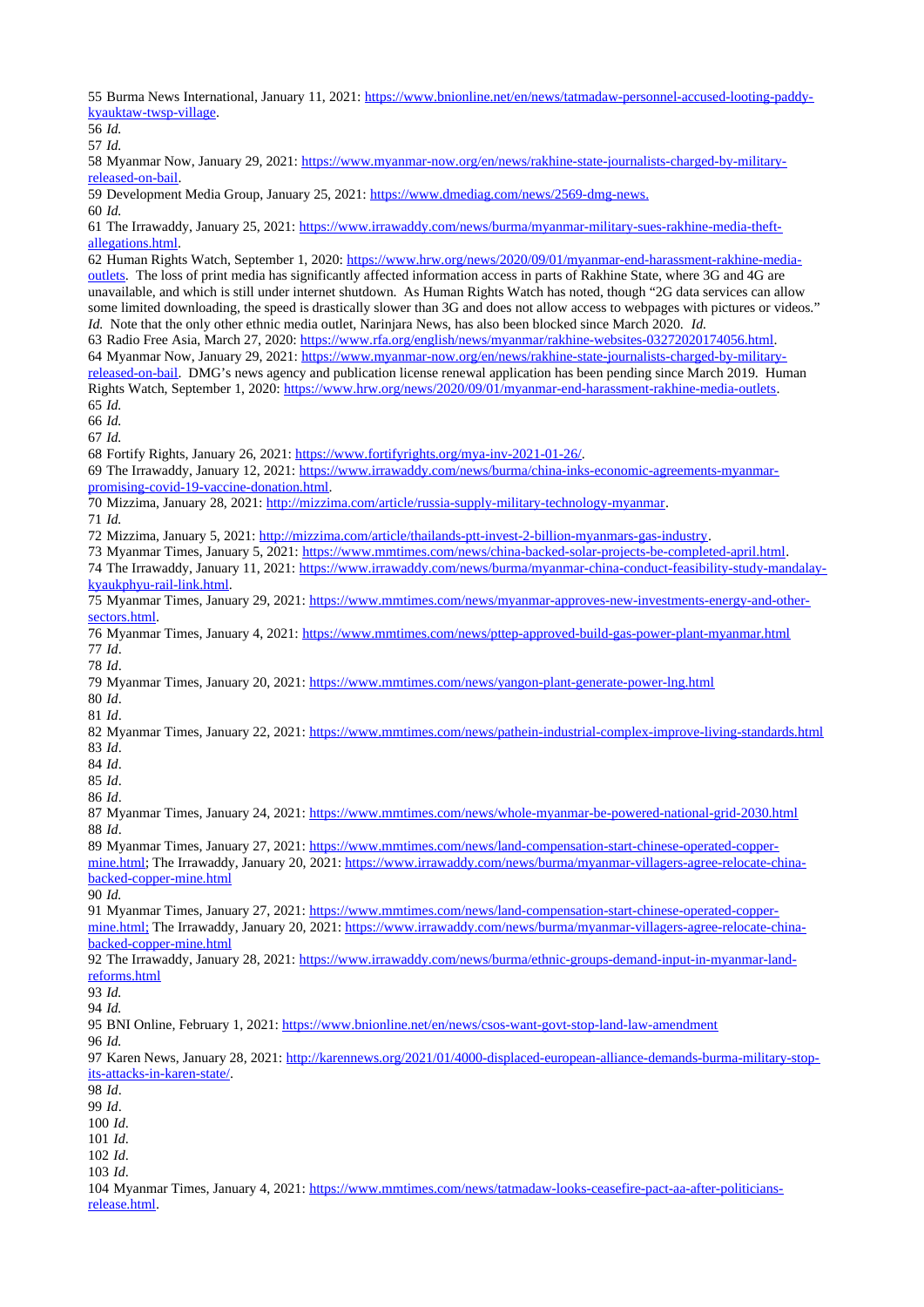55 Burma News International, January 11, 2021: https://www.bnionline.net/en/news/tatmadaw-personnel-accused-looting-paddy-kyauktaw-twsp-village.

56 *Id.*

57 *Id.*

58 Myanmar Now, January 29, 2021: https://www.myanmar-now.org/en/news/rakhine-state-journalists-charged-by-military-released-on-bail.

59 Development Media Group, January 25, 2021: https://www.dmediag.com/news/2569-dmg-news.

60 *Id.*

61 The Irrawaddy, January 25, 2021: https://www.irrawaddy.com/news/burma/myanmar-military-sues-rakhine-media-theft-allegations.html.

62 Human Rights Watch, September 1, 2020: https://www.hrw.org/news/2020/09/01/myanmar-end-harassment-rakhine-media-outlets. The loss of print media has significantly affected information access in parts of Rakhine State, where 3G and 4G are unavailable, and which is still under internet shutdown. As Human Rights Watch has noted, though "2G data services can allow some limited downloading, the speed is drastically slower than 3G and does not allow access to webpages with pictures or videos." *Id.* Note that the only other ethnic media outlet, Narinjara News, has also been blocked since March 2020. *Id.*

63 Radio Free Asia, March 27, 2020: https://www.rfa.org/english/news/myanmar/rakhine-websites-03272020174056.html.

64 Myanmar Now, January 29, 2021: https://www.myanmar-now.org/en/news/rakhine-state-journalists-charged-by-military-released-on-bail. DMG's news agency and publication license renewal application has been pending since March 2019. Human Rights Watch, September 1, 2020: https://www.hrw.org/news/2020/09/01/myanmar-end-harassment-rakhine-media-outlets.

65 *Id.*

66 *Id.*

67 *Id.*

68 Fortify Rights, January 26, 2021: https://www.fortifyrights.org/mya-inv-2021-01-26/.

69 The Irrawaddy, January 12, 2021: https://www.irrawaddy.com/news/burma/china-inks-economic-agreements-myanmar-promising-covid-19-vaccine-donation.html.

70 Mizzima, January 28, 2021: http://mizzima.com/article/russia-supply-military-technology-myanmar.

71 *Id.*

72 Mizzima, January 5, 2021: http://mizzima.com/article/thailands-ptt-invest-2-billion-myanmars-gas-industry.

73 Myanmar Times, January 5, 2021: https://www.mmtimes.com/news/china-backed-solar-projects-be-completed-april.html.

74 The Irrawaddy, January 11, 2021: https://www.irrawaddy.com/news/burma/myanmar-china-conduct-feasibility-study-mandalay-kyaukphyu-rail-link.html.

75 Myanmar Times, January 29, 2021: https://www.mmtimes.com/news/myanmar-approves-new-investments-energy-and-other-sectors.html.

76 Myanmar Times, January 4, 2021: https://www.mmtimes.com/news/pttep-approved-build-gas-power-plant-myanmar.html

77 *Id*.

78 *Id*.

79 Myanmar Times, January 20, 2021: https://www.mmtimes.com/news/yangon-plant-generate-power-lng.html

80 *Id*.

81 *Id*.

82 Myanmar Times, January 22, 2021: https://www.mmtimes.com/news/pathein-industrial-complex-improve-living-standards.html

83 *Id*.

84 *Id*.

85 *Id*.

86 *Id*.

87 Myanmar Times, January 24, 2021: https://www.mmtimes.com/news/whole-myanmar-be-powered-national-grid-2030.html

88 *Id*.

89 Myanmar Times, January 27, 2021: https://www.mmtimes.com/news/land-compensation-start-chinese-operated-copper-mine.html; The Irrawaddy, January 20, 2021: https://www.irrawaddy.com/news/burma/myanmar-villagers-agree-relocate-china-backed-copper-mine.html

90 *Id.*

91 Myanmar Times, January 27, 2021: https://www.mmtimes.com/news/land-compensation-start-chinese-operated-copper-mine.html; The Irrawaddy, January 20, 2021: https://www.irrawaddy.com/news/burma/myanmar-villagers-agree-relocate-china-backed-copper-mine.html

92 The Irrawaddy, January 28, 2021: https://www.irrawaddy.com/news/burma/ethnic-groups-demand-input-in-myanmar-land-reforms.html

93 *Id.*

94 *Id.*

95 BNI Online, February 1, 2021: https://www.bnionline.net/en/news/csos-want-govt-stop-land-law-amendment

96 *Id.*

97 Karen News, January 28, 2021: http://karennews.org/2021/01/4000-displaced-european-alliance-demands-burma-military-stop-its-attacks-in-karen-state/.

98 *Id*.

99 *Id*.

100 *Id*.

101 *Id*.

102 *Id*.

103 *Id*.

104 Myanmar Times, January 4, 2021: https://www.mmtimes.com/news/tatmadaw-looks-ceasefire-pact-aa-after-politicians-release.html.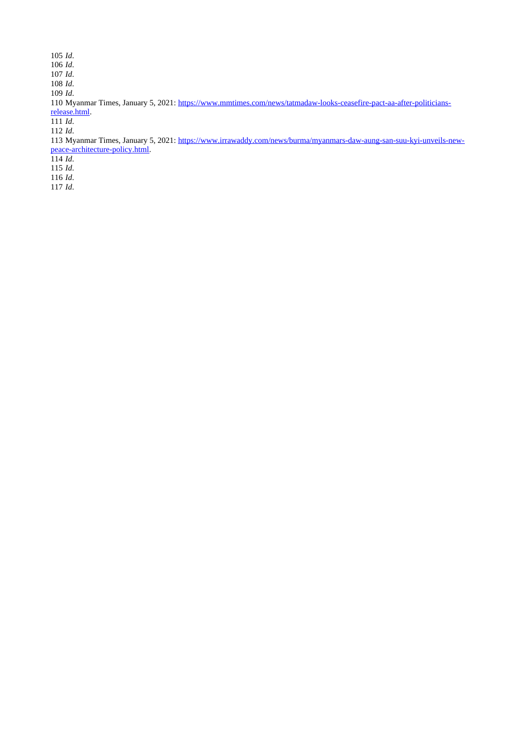105 *Id*.  
106 *Id*.  
107 *Id*.  
108 *Id*.  
109 *Id*.  
110 Myanmar Times, January 5, 2021: [https://www.mmtimes.com/news/tatmadaw-looks-ceasefire-pact-aa-after-politicians-release.html](https://www.mmtimes.com/news/tatmadaw-looks-ceasefire-pact-aa-after-politicians-release.html).  
111 *Id*.  
112 *Id*.  
113 Myanmar Times, January 5, 2021: [https://www.irrawaddy.com/news/burma/myanmars-daw-aung-san-suu-kyi-unveils-new-peace-architecture-policy.html](https://www.irrawaddy.com/news/burma/myanmars-daw-aung-san-suu-kyi-unveils-new-peace-architecture-policy.html).  
114 *Id*.  
115 *Id*.  
116 *Id*.  
117 *Id*.